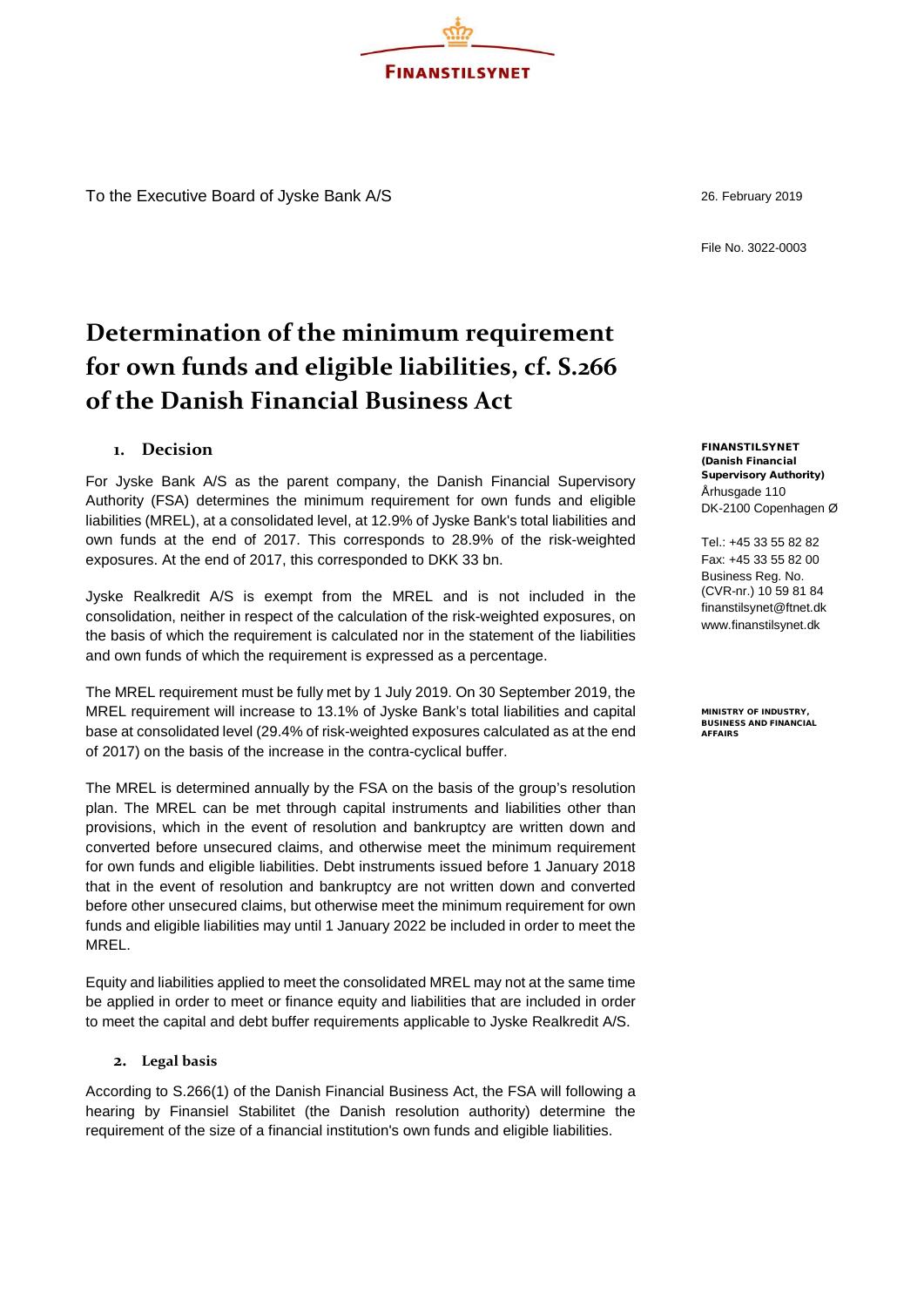FINANSTILSYNET

To the Executive Board of Jyske Bank A/S

26. February 2019

File No. 3022-0003

# Determination of the minimum requirement for own funds and eligible liabilities, cf. S.266 of the Danish Financial Business Act

## 1. Decision

For Jyske Bank A/S as the parent company, the Danish Financial Supervisory Authority (FSA) determines the minimum requirement for own funds and eligible liabilities (MREL), at a consolidated level, at 12.9% of Jyske Bank's total liabilities and own funds at the end of 2017. This corresponds to 28.9% of the risk-weighted exposures. At the end of 2017, this corresponded to DKK 33 bn.

Jyske Realkredit A/S is exempt from the MREL and is not included in the consolidation, neither in respect of the calculation of the risk-weighted exposures, on the basis of which the requirement is calculated nor in the statement of the liabilities and own funds of which the requirement is expressed as a percentage.

The MREL requirement must be fully met by 1 July 2019. On 30 September 2019, the MREL requirement will increase to 13.1% of Jyske Bank's total liabilities and capital base at consolidated level (29.4% of risk-weighted exposures calculated as at the end of 2017) on the basis of the increase in the contra-cyclical buffer.

The MREL is determined annually by the FSA on the basis of the group's resolution plan. The MREL can be met through capital instruments and liabilities other than provisions, which in the event of resolution and bankruptcy are written down and converted before unsecured claims, and otherwise meet the minimum requirement for own funds and eligible liabilities. Debt instruments issued before 1 January 2018 that in the event of resolution and bankruptcy are not written down and converted before other unsecured claims, but otherwise meet the minimum requirement for own funds and eligible liabilities may until 1 January 2022 be included in order to meet the MREL.

Equity and liabilities applied to meet the consolidated MREL may not at the same time be applied in order to meet or finance equity and liabilities that are included in order to meet the capital and debt buffer requirements applicable to Jyske Realkredit A/S.

## 2. Legal basis

According to S.266(1) of the Danish Financial Business Act, the FSA will following a hearing by Finansiel Stabilitet (the Danish resolution authority) determine the requirement of the size of a financial institution's own funds and eligible liabilities.

**FINANSTILSYNET (Danish Financial Supervisory Authority)**
Århusgade 110
DK-2100 Copenhagen Ø

Tel.: +45 33 55 82 82
Fax: +45 33 55 82 00
Business Reg. No. (CVR-nr.) 10 59 81 84
finanstilsynet@ftnet.dk
www.finanstilsynet.dk

**MINISTRY OF INDUSTRY, BUSINESS AND FINANCIAL AFFAIRS**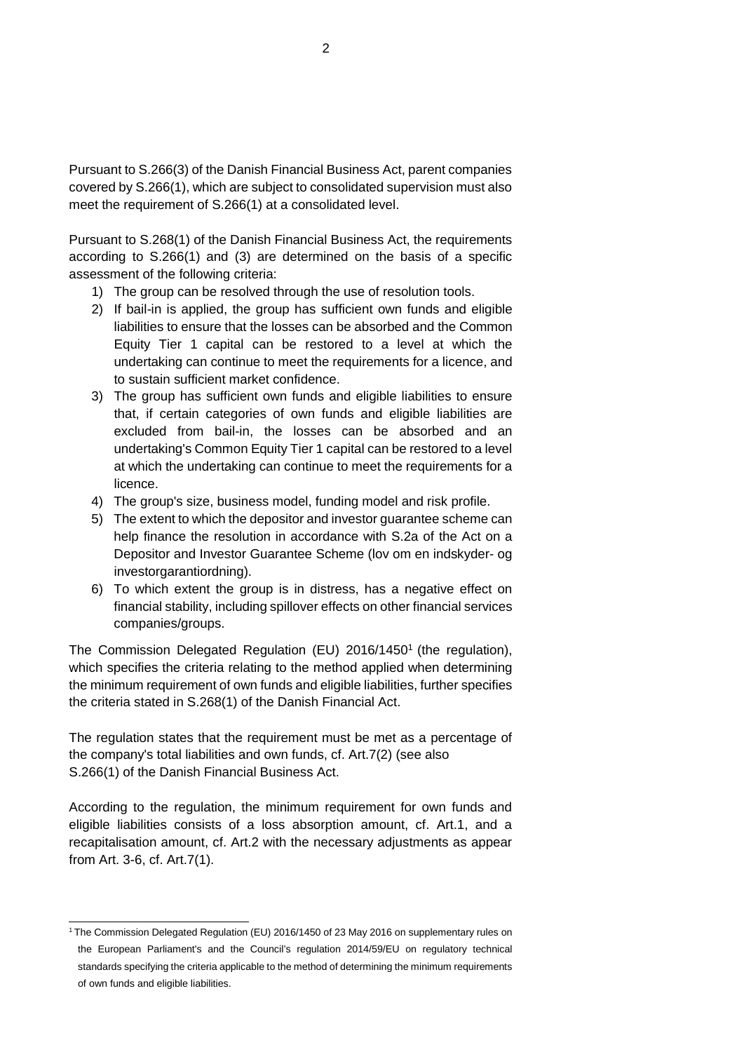Pursuant to S.266(3) of the Danish Financial Business Act, parent companies covered by S.266(1), which are subject to consolidated supervision must also meet the requirement of S.266(1) at a consolidated level.

Pursuant to S.268(1) of the Danish Financial Business Act, the requirements according to S.266(1) and (3) are determined on the basis of a specific assessment of the following criteria:

1) The group can be resolved through the use of resolution tools.
2) If bail-in is applied, the group has sufficient own funds and eligible liabilities to ensure that the losses can be absorbed and the Common Equity Tier 1 capital can be restored to a level at which the undertaking can continue to meet the requirements for a licence, and to sustain sufficient market confidence.
3) The group has sufficient own funds and eligible liabilities to ensure that, if certain categories of own funds and eligible liabilities are excluded from bail-in, the losses can be absorbed and an undertaking's Common Equity Tier 1 capital can be restored to a level at which the undertaking can continue to meet the requirements for a licence.
4) The group's size, business model, funding model and risk profile.
5) The extent to which the depositor and investor guarantee scheme can help finance the resolution in accordance with S.2a of the Act on a Depositor and Investor Guarantee Scheme (lov om en indskyder- og investorgarantiordning).
6) To which extent the group is in distress, has a negative effect on financial stability, including spillover effects on other financial services companies/groups.

The Commission Delegated Regulation (EU) 2016/1450[1] (the regulation), which specifies the criteria relating to the method applied when determining the minimum requirement of own funds and eligible liabilities, further specifies the criteria stated in S.268(1) of the Danish Financial Act.

The regulation states that the requirement must be met as a percentage of the company's total liabilities and own funds, cf. Art.7(2) (see also S.266(1) of the Danish Financial Business Act.

According to the regulation, the minimum requirement for own funds and eligible liabilities consists of a loss absorption amount, cf. Art.1, and a recapitalisation amount, cf. Art.2 with the necessary adjustments as appear from Art. 3-6, cf. Art.7(1).

---

[1] The Commission Delegated Regulation (EU) 2016/1450 of 23 May 2016 on supplementary rules on the European Parliament's and the Council's regulation 2014/59/EU on regulatory technical standards specifying the criteria applicable to the method of determining the minimum requirements of own funds and eligible liabilities.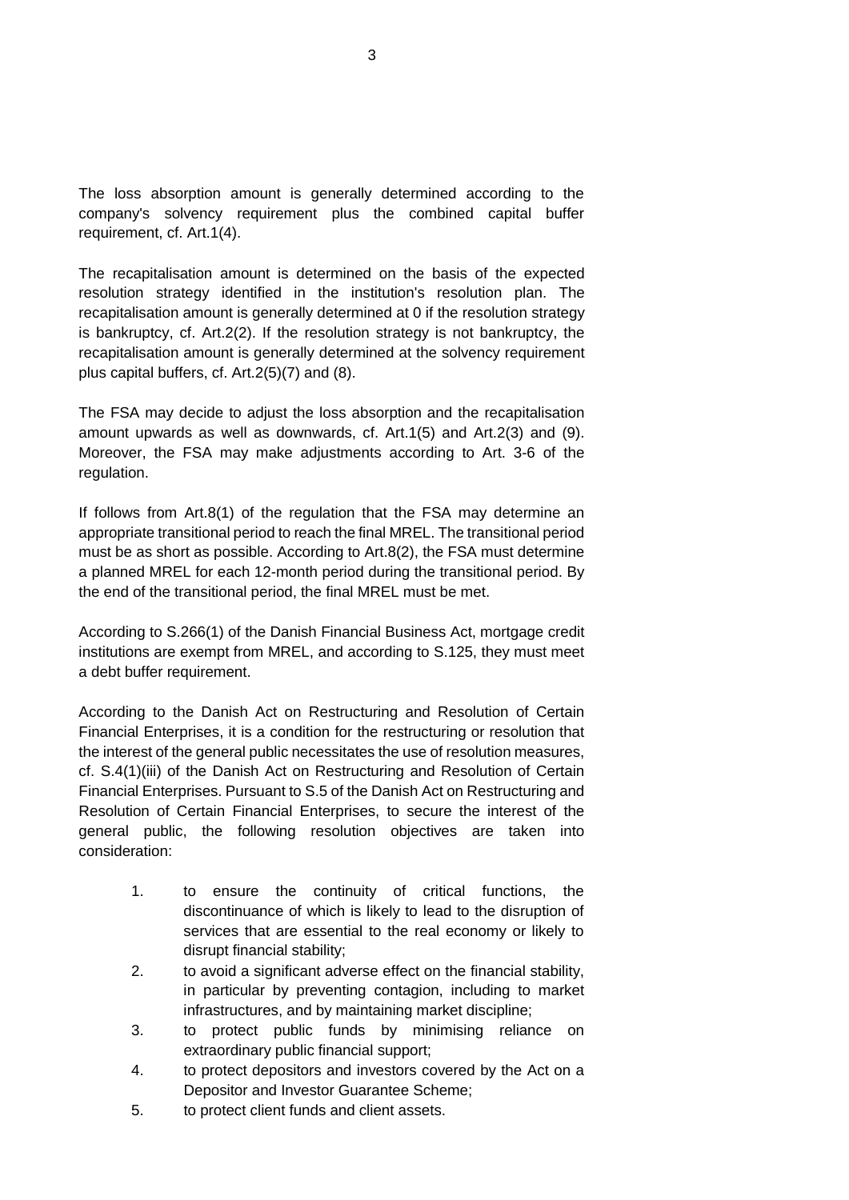The loss absorption amount is generally determined according to the company's solvency requirement plus the combined capital buffer requirement, cf. Art.1(4).

The recapitalisation amount is determined on the basis of the expected resolution strategy identified in the institution's resolution plan. The recapitalisation amount is generally determined at 0 if the resolution strategy is bankruptcy, cf. Art.2(2). If the resolution strategy is not bankruptcy, the recapitalisation amount is generally determined at the solvency requirement plus capital buffers, cf. Art.2(5)(7) and (8).

The FSA may decide to adjust the loss absorption and the recapitalisation amount upwards as well as downwards, cf. Art.1(5) and Art.2(3) and (9). Moreover, the FSA may make adjustments according to Art. 3-6 of the regulation.

If follows from Art.8(1) of the regulation that the FSA may determine an appropriate transitional period to reach the final MREL. The transitional period must be as short as possible. According to Art.8(2), the FSA must determine a planned MREL for each 12-month period during the transitional period. By the end of the transitional period, the final MREL must be met.

According to S.266(1) of the Danish Financial Business Act, mortgage credit institutions are exempt from MREL, and according to S.125, they must meet a debt buffer requirement.

According to the Danish Act on Restructuring and Resolution of Certain Financial Enterprises, it is a condition for the restructuring or resolution that the interest of the general public necessitates the use of resolution measures, cf. S.4(1)(iii) of the Danish Act on Restructuring and Resolution of Certain Financial Enterprises. Pursuant to S.5 of the Danish Act on Restructuring and Resolution of Certain Financial Enterprises, to secure the interest of the general public, the following resolution objectives are taken into consideration:

1. to ensure the continuity of critical functions, the discontinuance of which is likely to lead to the disruption of services that are essential to the real economy or likely to disrupt financial stability;
2. to avoid a significant adverse effect on the financial stability, in particular by preventing contagion, including to market infrastructures, and by maintaining market discipline;
3. to protect public funds by minimising reliance on extraordinary public financial support;
4. to protect depositors and investors covered by the Act on a Depositor and Investor Guarantee Scheme;
5. to protect client funds and client assets.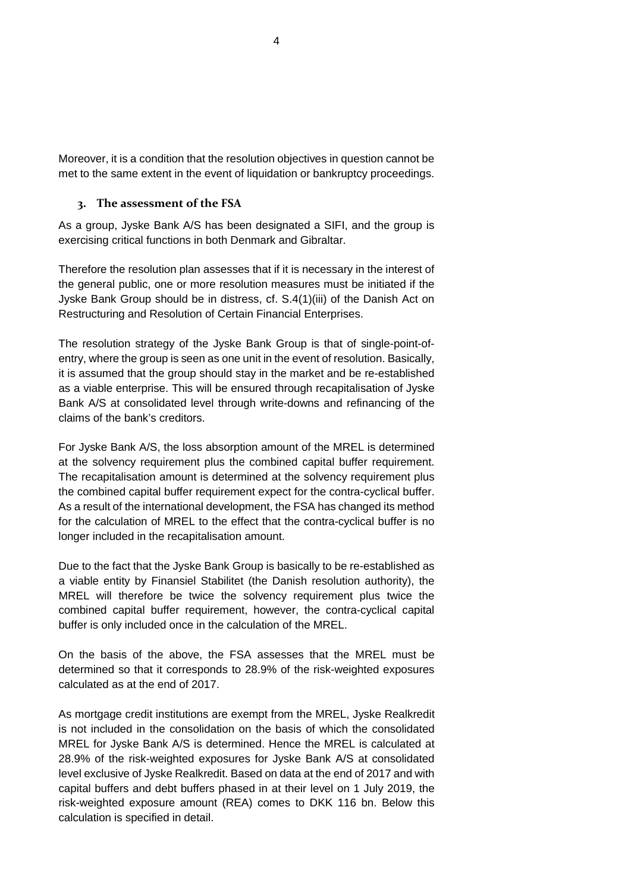Moreover, it is a condition that the resolution objectives in question cannot be met to the same extent in the event of liquidation or bankruptcy proceedings.

## 3. The assessment of the FSA

As a group, Jyske Bank A/S has been designated a SIFI, and the group is exercising critical functions in both Denmark and Gibraltar.

Therefore the resolution plan assesses that if it is necessary in the interest of the general public, one or more resolution measures must be initiated if the Jyske Bank Group should be in distress, cf. S.4(1)(iii) of the Danish Act on Restructuring and Resolution of Certain Financial Enterprises.

The resolution strategy of the Jyske Bank Group is that of single-point-of-entry, where the group is seen as one unit in the event of resolution. Basically, it is assumed that the group should stay in the market and be re-established as a viable enterprise. This will be ensured through recapitalisation of Jyske Bank A/S at consolidated level through write-downs and refinancing of the claims of the bank's creditors.

For Jyske Bank A/S, the loss absorption amount of the MREL is determined at the solvency requirement plus the combined capital buffer requirement. The recapitalisation amount is determined at the solvency requirement plus the combined capital buffer requirement expect for the contra-cyclical buffer. As a result of the international development, the FSA has changed its method for the calculation of MREL to the effect that the contra-cyclical buffer is no longer included in the recapitalisation amount.

Due to the fact that the Jyske Bank Group is basically to be re-established as a viable entity by Finansiel Stabilitet (the Danish resolution authority), the MREL will therefore be twice the solvency requirement plus twice the combined capital buffer requirement, however, the contra-cyclical capital buffer is only included once in the calculation of the MREL.

On the basis of the above, the FSA assesses that the MREL must be determined so that it corresponds to 28.9% of the risk-weighted exposures calculated as at the end of 2017.

As mortgage credit institutions are exempt from the MREL, Jyske Realkredit is not included in the consolidation on the basis of which the consolidated MREL for Jyske Bank A/S is determined. Hence the MREL is calculated at 28.9% of the risk-weighted exposures for Jyske Bank A/S at consolidated level exclusive of Jyske Realkredit. Based on data at the end of 2017 and with capital buffers and debt buffers phased in at their level on 1 July 2019, the risk-weighted exposure amount (REA) comes to DKK 116 bn. Below this calculation is specified in detail.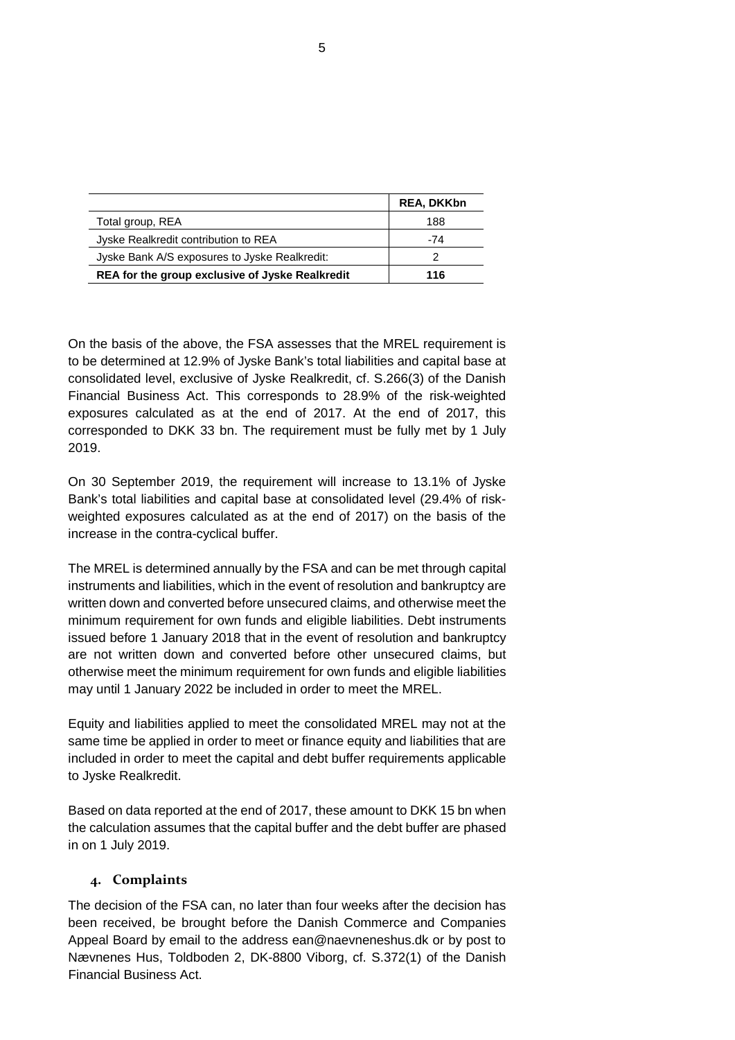| | REA, DKKbn |
|---|---|
| Total group, REA | 188 |
| Jyske Realkredit contribution to REA | -74 |
| Jyske Bank A/S exposures to Jyske Realkredit: | 2 |
| **REA for the group exclusive of Jyske Realkredit** | **116** |

On the basis of the above, the FSA assesses that the MREL requirement is to be determined at 12.9% of Jyske Bank's total liabilities and capital base at consolidated level, exclusive of Jyske Realkredit, cf. S.266(3) of the Danish Financial Business Act. This corresponds to 28.9% of the risk-weighted exposures calculated as at the end of 2017. At the end of 2017, this corresponded to DKK 33 bn. The requirement must be fully met by 1 July 2019.

On 30 September 2019, the requirement will increase to 13.1% of Jyske Bank's total liabilities and capital base at consolidated level (29.4% of risk-weighted exposures calculated as at the end of 2017) on the basis of the increase in the contra-cyclical buffer.

The MREL is determined annually by the FSA and can be met through capital instruments and liabilities, which in the event of resolution and bankruptcy are written down and converted before unsecured claims, and otherwise meet the minimum requirement for own funds and eligible liabilities. Debt instruments issued before 1 January 2018 that in the event of resolution and bankruptcy are not written down and converted before other unsecured claims, but otherwise meet the minimum requirement for own funds and eligible liabilities may until 1 January 2022 be included in order to meet the MREL.

Equity and liabilities applied to meet the consolidated MREL may not at the same time be applied in order to meet or finance equity and liabilities that are included in order to meet the capital and debt buffer requirements applicable to Jyske Realkredit.

Based on data reported at the end of 2017, these amount to DKK 15 bn when the calculation assumes that the capital buffer and the debt buffer are phased in on 1 July 2019.

## 4. Complaints

The decision of the FSA can, no later than four weeks after the decision has been received, be brought before the Danish Commerce and Companies Appeal Board by email to the address ean@naevneneshus.dk or by post to Nævnenes Hus, Toldboden 2, DK-8800 Viborg, cf. S.372(1) of the Danish Financial Business Act.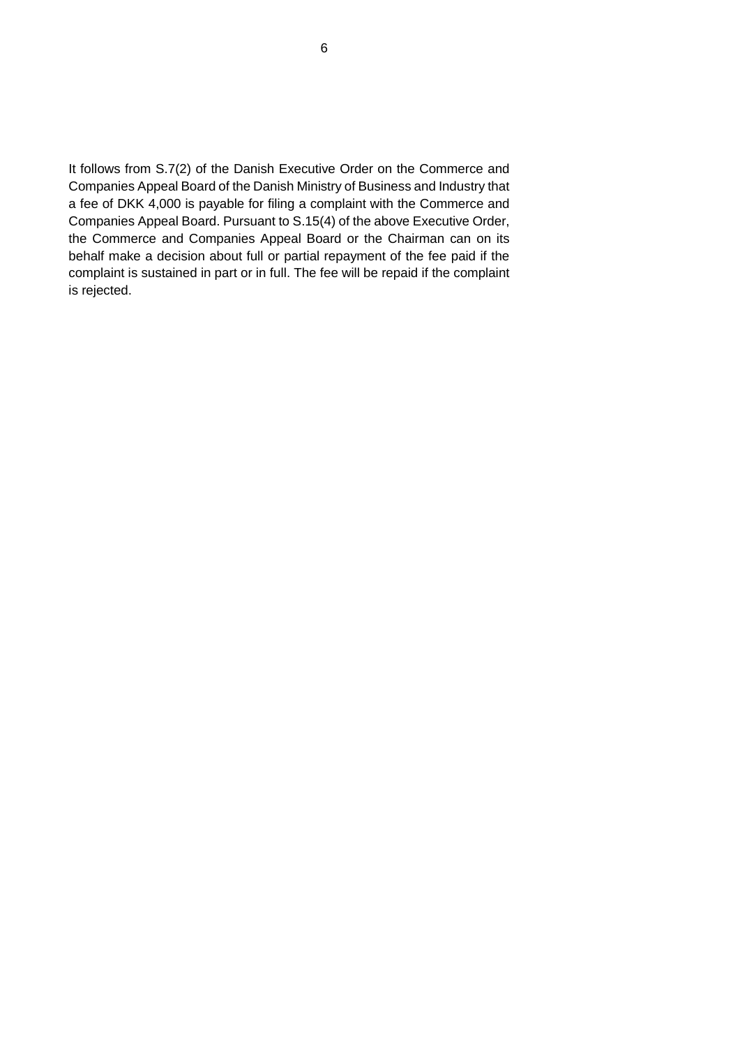It follows from S.7(2) of the Danish Executive Order on the Commerce and Companies Appeal Board of the Danish Ministry of Business and Industry that a fee of DKK 4,000 is payable for filing a complaint with the Commerce and Companies Appeal Board. Pursuant to S.15(4) of the above Executive Order, the Commerce and Companies Appeal Board or the Chairman can on its behalf make a decision about full or partial repayment of the fee paid if the complaint is sustained in part or in full. The fee will be repaid if the complaint is rejected.